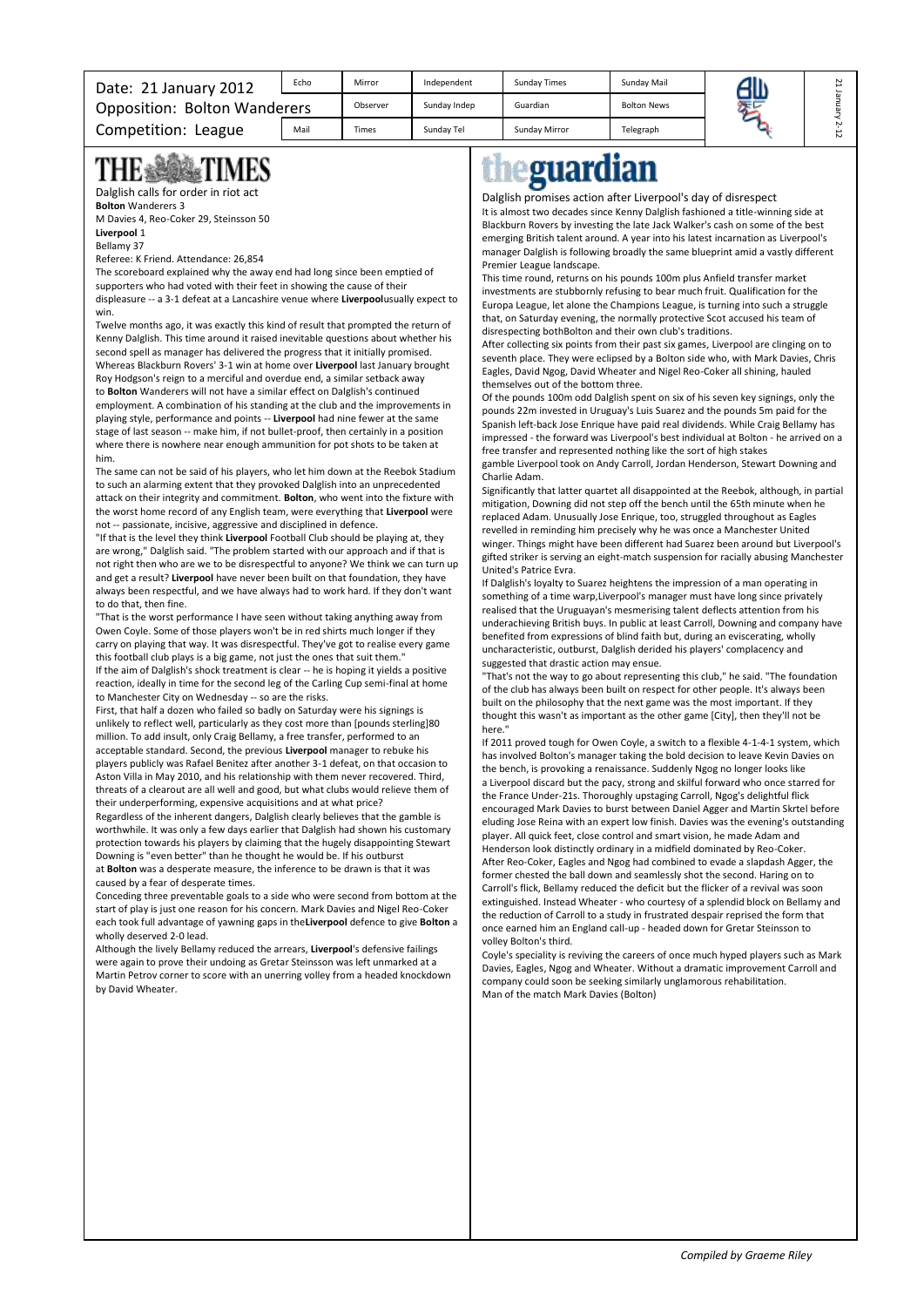| Date: 21 January 2012 | Echo | Mirror | Independent | Sunday Times | Sunday Mail |
|---|---|---|---|---|---|
| Opposition: Bolton Wanderers | | Observer | Sunday Indep | Guardian | Bolton News |
| Competition: League | Mail | Times | Sunday Tel | Sunday Mirror | Telegraph |

# THE TIMES

Dalglish calls for order in riot act

**Bolton** Wanderers 3

M Davies 4, Reo-Coker 29, Steinsson 50

**Liverpool** 1

Bellamy 37

Referee: K Friend. Attendance: 26,854

The scoreboard explained why the away end had long since been emptied of supporters who had voted with their feet in showing the cause of their displeasure -- a 3-1 defeat at a Lancashire venue where **Liverpool**usually expect to win.

Twelve months ago, it was exactly this kind of result that prompted the return of Kenny Dalglish. This time around it raised inevitable questions about whether his second spell as manager has delivered the progress that it initially promised. Whereas Blackburn Rovers' 3-1 win at home over **Liverpool** last January brought Roy Hodgson's reign to a merciful and overdue end, a similar setback away to **Bolton** Wanderers will not have a similar effect on Dalglish's continued employment. A combination of his standing at the club and the improvements in playing style, performance and points -- **Liverpool** had nine fewer at the same stage of last season -- make him, if not bullet-proof, then certainly in a position where there is nowhere near enough ammunition for pot shots to be taken at him.

The same can not be said of his players, who let him down at the Reebok Stadium to such an alarming extent that they provoked Dalglish into an unprecedented attack on their integrity and commitment. **Bolton**, who went into the fixture with the worst home record of any English team, were everything that **Liverpool** were not -- passionate, incisive, aggressive and disciplined in defence.

"If that is the level they think **Liverpool** Football Club should be playing at, they are wrong," Dalglish said. "The problem started with our approach and if that is not right then who are we to be disrespectful to anyone? We think we can turn up and get a result? **Liverpool** have never been built on that foundation, they have always been respectful, and we have always had to work hard. If they don't want to do that, then fine.

"That is the worst performance I have seen without taking anything away from Owen Coyle. Some of those players won't be in red shirts much longer if they carry on playing that way. It was disrespectful. They've got to realise every game this football club plays is a big game, not just the ones that suit them."

If the aim of Dalglish's shock treatment is clear -- he is hoping it yields a positive reaction, ideally in time for the second leg of the Carling Cup semi-final at home to Manchester City on Wednesday -- so are the risks.

First, that half a dozen who failed so badly on Saturday were his signings is unlikely to reflect well, particularly as they cost more than [pounds sterling]80 million. To add insult, only Craig Bellamy, a free transfer, performed to an acceptable standard. Second, the previous **Liverpool** manager to rebuke his players publicly was Rafael Benitez after another 3-1 defeat, on that occasion to Aston Villa in May 2010, and his relationship with them never recovered. Third, threats of a clearout are all well and good, but what clubs would relieve them of their underperforming, expensive acquisitions and at what price?

Regardless of the inherent dangers, Dalglish clearly believes that the gamble is worthwhile. It was only a few days earlier that Dalglish had shown his customary protection towards his players by claiming that the hugely disappointing Stewart Downing is "even better" than he thought he would be. If his outburst at **Bolton** was a desperate measure, the inference to be drawn is that it was caused by a fear of desperate times.

Conceding three preventable goals to a side who were second from bottom at the start of play is just one reason for his concern. Mark Davies and Nigel Reo-Coker each took full advantage of yawning gaps in the**Liverpool** defence to give **Bolton** a wholly deserved 2-0 lead.

Although the lively Bellamy reduced the arrears, **Liverpool**'s defensive failings were again to prove their undoing as Gretar Steinsson was left unmarked at a Martin Petrov corner to score with an unerring volley from a headed knockdown by David Wheater.

# theguardian

Dalglish promises action after Liverpool's day of disrespect

It is almost two decades since Kenny Dalglish fashioned a title-winning side at Blackburn Rovers by investing the late Jack Walker's cash on some of the best emerging British talent around. A year into his latest incarnation as Liverpool's manager Dalglish is following broadly the same blueprint amid a vastly different Premier League landscape.

This time round, returns on his pounds 100m plus Anfield transfer market investments are stubbornly refusing to bear much fruit. Qualification for the Europa League, let alone the Champions League, is turning into such a struggle that, on Saturday evening, the normally protective Scot accused his team of disrespecting bothBolton and their own club's traditions.

After collecting six points from their past six games, Liverpool are clinging on to seventh place. They were eclipsed by a Bolton side who, with Mark Davies, Chris Eagles, David Ngog, David Wheater and Nigel Reo-Coker all shining, hauled themselves out of the bottom three.

Of the pounds 100m odd Dalglish spent on six of his seven key signings, only the pounds 22m invested in Uruguay's Luis Suarez and the pounds 5m paid for the Spanish left-back Jose Enrique have paid real dividends. While Craig Bellamy has impressed - the forward was Liverpool's best individual at Bolton - he arrived on a free transfer and represented nothing like the sort of high stakes gamble Liverpool took on Andy Carroll, Jordan Henderson, Stewart Downing and Charlie Adam.

Significantly that latter quartet all disappointed at the Reebok, although, in partial mitigation, Downing did not step off the bench until the 65th minute when he replaced Adam. Unusually Jose Enrique, too, struggled throughout as Eagles revelled in reminding him precisely why he was once a Manchester United winger. Things might have been different had Suarez been around but Liverpool's gifted striker is serving an eight-match suspension for racially abusing Manchester United's Patrice Evra.

If Dalglish's loyalty to Suarez heightens the impression of a man operating in something of a time warp,Liverpool's manager must have long since privately realised that the Uruguayan's mesmerising talent deflects attention from his underachieving British buys. In public at least Carroll, Downing and company have benefited from expressions of blind faith but, during an eviscerating, wholly uncharacteristic, outburst, Dalglish derided his players' complacency and suggested that drastic action may ensue.

"That's not the way to go about representing this club," he said. "The foundation of the club has always been built on respect for other people. It's always been built on the philosophy that the next game was the most important. If they thought this wasn't as important as the other game [City], then they'll not be here."

If 2011 proved tough for Owen Coyle, a switch to a flexible 4-1-4-1 system, which has involved Bolton's manager taking the bold decision to leave Kevin Davies on the bench, is provoking a renaissance. Suddenly Ngog no longer looks like a Liverpool discard but the pacy, strong and skilful forward who once starred for the France Under-21s. Thoroughly upstaging Carroll, Ngog's delightful flick encouraged Mark Davies to burst between Daniel Agger and Martin Skrtel before eluding Jose Reina with an expert low finish. Davies was the evening's outstanding player. All quick feet, close control and smart vision, he made Adam and Henderson look distinctly ordinary in a midfield dominated by Reo-Coker.

After Reo-Coker, Eagles and Ngog had combined to evade a slapdash Agger, the former chested the ball down and seamlessly shot the second. Haring on to Carroll's flick, Bellamy reduced the deficit but the flicker of a revival was soon extinguished. Instead Wheater - who courtesy of a splendid block on Bellamy and the reduction of Carroll to a study in frustrated despair reprised the form that once earned him an England call-up - headed down for Gretar Steinsson to volley Bolton's third.

Coyle's speciality is reviving the careers of once much hyped players such as Mark Davies, Eagles, Ngog and Wheater. Without a dramatic improvement Carroll and company could soon be seeking similarly unglamorous rehabilitation.

Man of the match Mark Davies (Bolton)

*Compiled by Graeme Riley*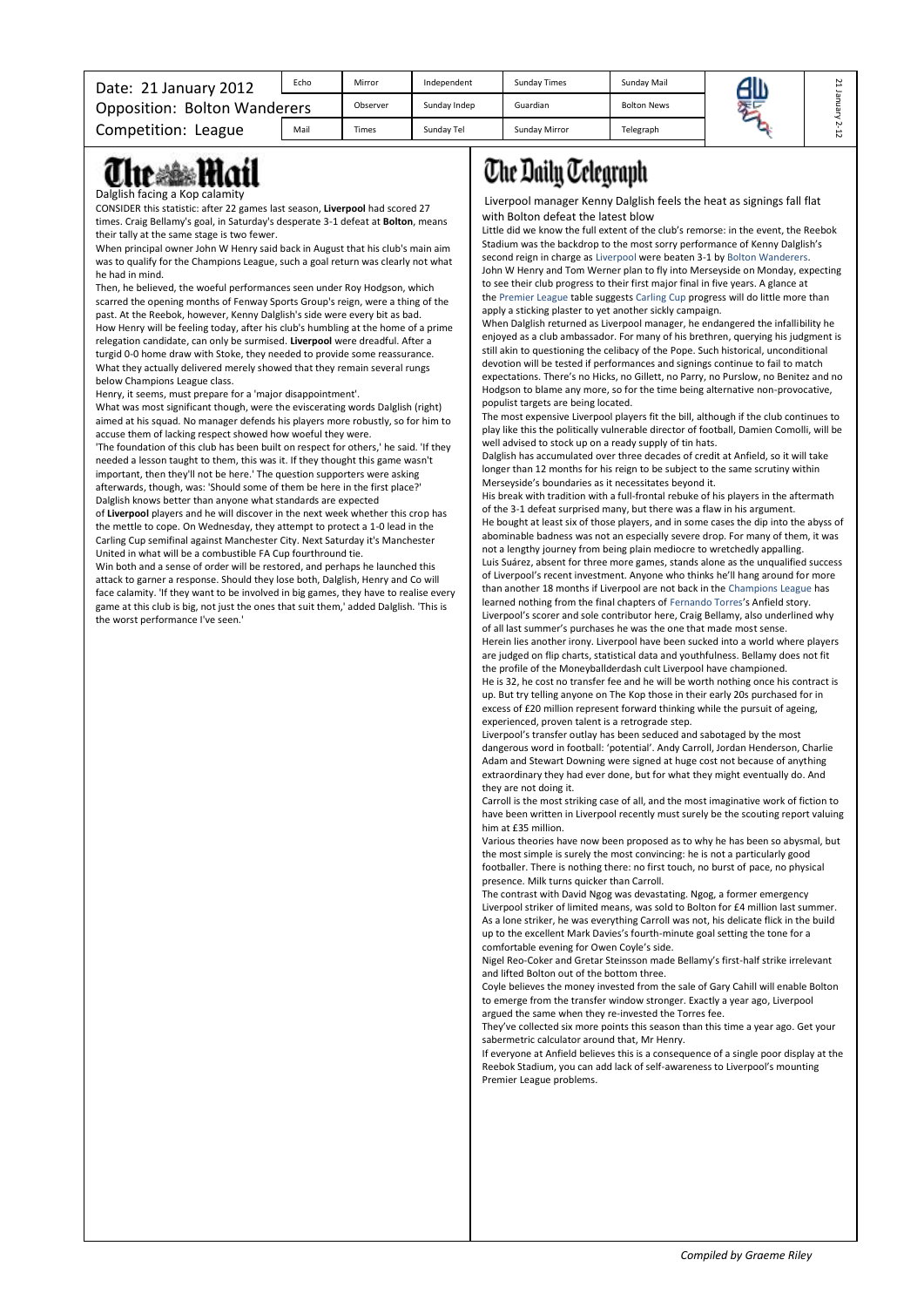| Date: 21 January 2012 | Echo | Mirror | Independent | Sunday Times | Sunday Mail |
|---|---|---|---|---|---|
| Opposition: Bolton Wanderers | | Observer | Sunday Indep | Guardian | Bolton News |
| Competition: League | Mail | Times | Sunday Tel | Sunday Mirror | Telegraph |

# The Mail

## Dalglish facing a Kop calamity

CONSIDER this statistic: after 22 games last season, **Liverpool** had scored 27 times. Craig Bellamy's goal, in Saturday's desperate 3-1 defeat at **Bolton**, means their tally at the same stage is two fewer.

When principal owner John W Henry said back in August that his club's main aim was to qualify for the Champions League, such a goal return was clearly not what he had in mind.

Then, he believed, the woeful performances seen under Roy Hodgson, which scarred the opening months of Fenway Sports Group's reign, were a thing of the past. At the Reebok, however, Kenny Dalglish's side were every bit as bad.

How Henry will be feeling today, after his club's humbling at the home of a prime relegation candidate, can only be surmised. **Liverpool** were dreadful. After a turgid 0-0 home draw with Stoke, they needed to provide some reassurance. What they actually delivered merely showed that they remain several rungs below Champions League class.

Henry, it seems, must prepare for a 'major disappointment'.

What was most significant though, were the eviscerating words Dalglish (right) aimed at his squad. No manager defends his players more robustly, so for him to accuse them of lacking respect showed how woeful they were.

'The foundation of this club has been built on respect for others,' he said. 'If they needed a lesson taught to them, this was it. If they thought this game wasn't important, then they'll not be here.' The question supporters were asking afterwards, though, was: 'Should some of them be here in the first place?'

Dalglish knows better than anyone what standards are expected of **Liverpool** players and he will discover in the next week whether this crop has the mettle to cope. On Wednesday, they attempt to protect a 1-0 lead in the Carling Cup semifinal against Manchester City. Next Saturday it's Manchester United in what will be a combustible FA Cup fourthround tie.

Win both and a sense of order will be restored, and perhaps he launched this attack to garner a response. Should they lose both, Dalglish, Henry and Co will face calamity. 'If they want to be involved in big games, they have to realise every game at this club is big, not just the ones that suit them,' added Dalglish. 'This is the worst performance I've seen.'

# The Daily Telegraph

## Liverpool manager Kenny Dalglish feels the heat as signings fall flat with Bolton defeat the latest blow

Little did we know the full extent of the club's remorse: in the event, the Reebok Stadium was the backdrop to the most sorry performance of Kenny Dalglish's second reign in charge as Liverpool were beaten 3-1 by Bolton Wanderers.

John W Henry and Tom Werner plan to fly into Merseyside on Monday, expecting to see their club progress to their first major final in five years. A glance at the Premier League table suggests Carling Cup progress will do little more than apply a sticking plaster to yet another sickly campaign.

When Dalglish returned as Liverpool manager, he endangered the infallibility he enjoyed as a club ambassador. For many of his brethren, querying his judgment is still akin to questioning the celibacy of the Pope. Such historical, unconditional devotion will be tested if performances and signings continue to fail to match expectations. There's no Hicks, no Gillett, no Parry, no Purslow, no Benitez and no Hodgson to blame any more, so for the time being alternative non-provocative, populist targets are being located.

The most expensive Liverpool players fit the bill, although if the club continues to play like this the politically vulnerable director of football, Damien Comolli, will be well advised to stock up on a ready supply of tin hats.

Dalglish has accumulated over three decades of credit at Anfield, so it will take longer than 12 months for his reign to be subject to the same scrutiny within Merseyside's boundaries as it necessitates beyond it.

His break with tradition with a full-frontal rebuke of his players in the aftermath of the 3-1 defeat surprised many, but there was a flaw in his argument.

He bought at least six of those players, and in some cases the dip into the abyss of abominable badness was not an especially severe drop. For many of them, it was not a lengthy journey from being plain mediocre to wretchedly appalling.

Luis Suárez, absent for three more games, stands alone as the unqualified success of Liverpool's recent investment. Anyone who thinks he'll hang around for more than another 18 months if Liverpool are not back in the Champions League has learned nothing from the final chapters of Fernando Torres's Anfield story.

Liverpool's scorer and sole contributor here, Craig Bellamy, also underlined why of all last summer's purchases he was the one that made most sense.

Herein lies another irony. Liverpool have been sucked into a world where players are judged on flip charts, statistical data and youthfulness. Bellamy does not fit the profile of the Moneyballderdash cult Liverpool have championed.

He is 32, he cost no transfer fee and he will be worth nothing once his contract is up. But try telling anyone on The Kop those in their early 20s purchased for in excess of £20 million represent forward thinking while the pursuit of ageing, experienced, proven talent is a retrograde step.

Liverpool's transfer outlay has been seduced and sabotaged by the most dangerous word in football: 'potential'. Andy Carroll, Jordan Henderson, Charlie Adam and Stewart Downing were signed at huge cost not because of anything extraordinary they had ever done, but for what they might eventually do. And they are not doing it.

Carroll is the most striking case of all, and the most imaginative work of fiction to have been written in Liverpool recently must surely be the scouting report valuing him at £35 million.

Various theories have now been proposed as to why he has been so abysmal, but the most simple is surely the most convincing: he is not a particularly good footballer. There is nothing there: no first touch, no burst of pace, no physical presence. Milk turns quicker than Carroll.

The contrast with David Ngog was devastating. Ngog, a former emergency Liverpool striker of limited means, was sold to Bolton for £4 million last summer. As a lone striker, he was everything Carroll was not, his delicate flick in the build up to the excellent Mark Davies's fourth-minute goal setting the tone for a comfortable evening for Owen Coyle's side.

Nigel Reo-Coker and Gretar Steinsson made Bellamy's first-half strike irrelevant and lifted Bolton out of the bottom three.

Coyle believes the money invested from the sale of Gary Cahill will enable Bolton to emerge from the transfer window stronger. Exactly a year ago, Liverpool argued the same when they re-invested the Torres fee.

They've collected six more points this season than this time a year ago. Get your sabermetric calculator around that, Mr Henry.

If everyone at Anfield believes this is a consequence of a single poor display at the Reebok Stadium, you can add lack of self-awareness to Liverpool's mounting Premier League problems.

*Compiled by Graeme Riley*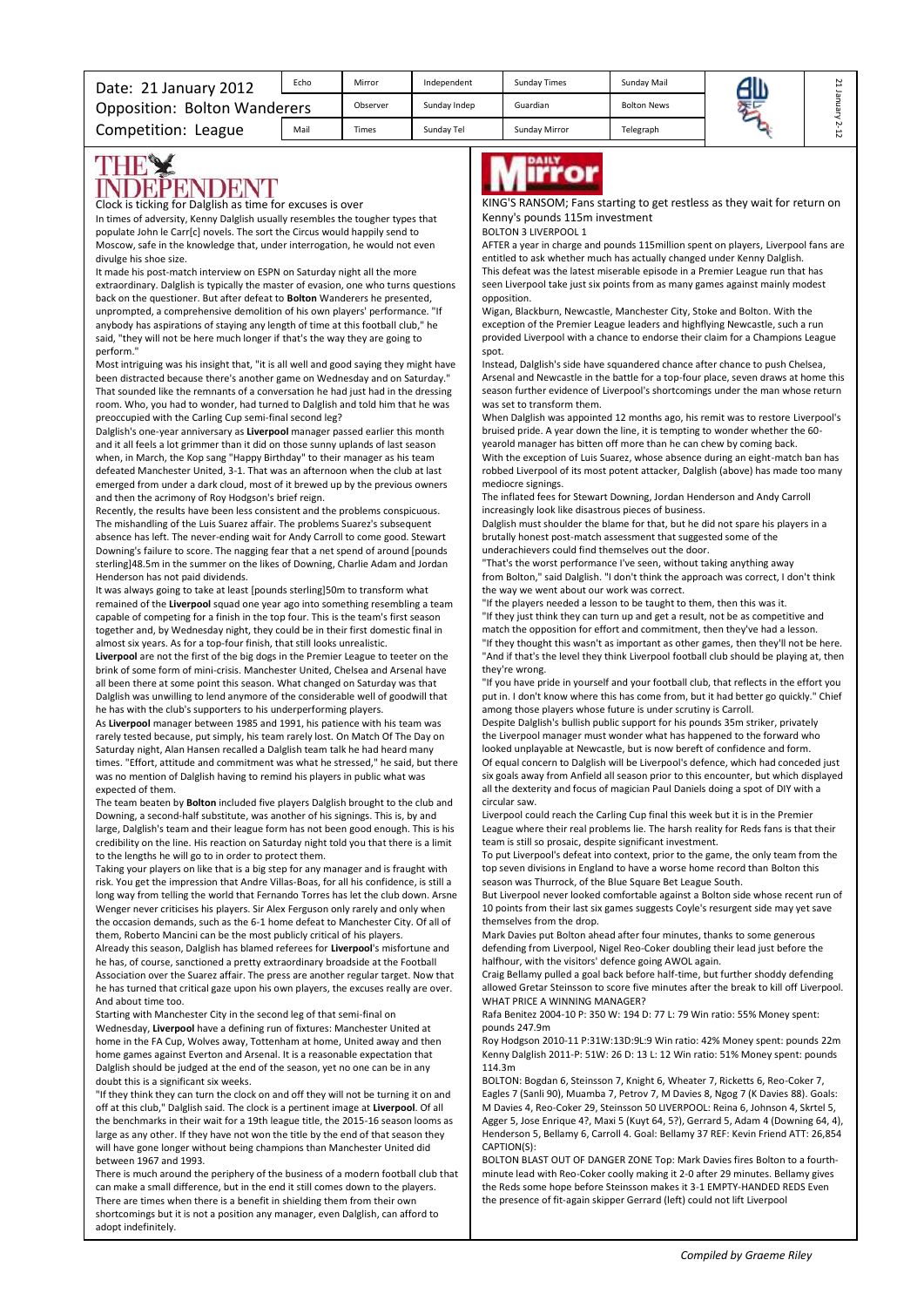Date: 21 January 2012

Opposition: Bolton Wanderers

Competition: League

| | | | | |
|---|---|---|---|---|
| Echo | Mirror | Independent | Sunday Times | Sunday Mail |
| Observer | Sunday Indep | Guardian | Bolton News | |
| Mail | Times | Sunday Tel | Sunday Mirror | Telegraph |

## THE INDEPENDENT

### Clock is ticking for Dalglish as time for excuses is over

In times of adversity, Kenny Dalglish usually resembles the tougher types that populate John le Carr[c] novels. The sort the Circus would happily send to Moscow, safe in the knowledge that, under interrogation, he would not even divulge his shoe size.

It made his post-match interview on ESPN on Saturday night all the more extraordinary. Dalglish is typically the master of evasion, one who turns questions back on the questioner. But after defeat to **Bolton** Wanderers he presented, unprompted, a comprehensive demolition of his own players' performance. "If anybody has aspirations of staying any length of time at this football club," he said, "they will not be here much longer if that's the way they are going to perform."

Most intriguing was his insight that, "it is all well and good saying they might have been distracted because there's another game on Wednesday and on Saturday." That sounded like the remnants of a conversation he had just had in the dressing room. Who, you had to wonder, had turned to Dalglish and told him that he was preoccupied with the Carling Cup semi-final second leg?

Dalglish's one-year anniversary as **Liverpool** manager passed earlier this month and it all feels a lot grimmer than it did on those sunny uplands of last season when, in March, the Kop sang "Happy Birthday" to their manager as his team defeated Manchester United, 3-1. That was an afternoon when the club at last emerged from under a dark cloud, most of it brewed up by the previous owners and then the acrimony of Roy Hodgson's brief reign.

Recently, the results have been less consistent and the problems conspicuous. The mishandling of the Luis Suarez affair. The problems Suarez's subsequent absence has left. The never-ending wait for Andy Carroll to come good. Stewart Downing's failure to score. The nagging fear that a net spend of around [pounds sterling]48.5m in the summer on the likes of Downing, Charlie Adam and Jordan Henderson has not paid dividends.

It was always going to take at least [pounds sterling]50m to transform what remained of the **Liverpool** squad one year ago into something resembling a team capable of competing for a finish in the top four. This is the team's first season together and, by Wednesday night, they could be in their first domestic final in almost six years. As for a top-four finish, that still looks unrealistic.

**Liverpool** are not the first of the big dogs in the Premier League to teeter on the brink of some form of mini-crisis. Manchester United, Chelsea and Arsenal have all been there at some point this season. What changed on Saturday was that Dalglish was unwilling to lend anymore of the considerable well of goodwill that he has with the club's supporters to his underperforming players.

As **Liverpool** manager between 1985 and 1991, his patience with his team was rarely tested because, put simply, his team rarely lost. On Match Of The Day on Saturday night, Alan Hansen recalled a Dalglish team talk he had heard many times. "Effort, attitude and commitment was what he stressed," he said, but there was no mention of Dalglish having to remind his players in public what was expected of them.

The team beaten by **Bolton** included five players Dalglish brought to the club and Downing, a second-half substitute, was another of his signings. This is, by and large, Dalglish's team and their league form has not been good enough. This is his credibility on the line. His reaction on Saturday night told you that there is a limit to the lengths he will go to in order to protect them.

Taking your players on like that is a big step for any manager and is fraught with risk. You get the impression that Andre Villas-Boas, for all his confidence, is still a long way from telling the world that Fernando Torres has let the club down. Arsne Wenger never criticises his players. Sir Alex Ferguson only rarely and only when the occasion demands, such as the 6-1 home defeat to Manchester City. Of all of them, Roberto Mancini can be the most publicly critical of his players.

Already this season, Dalglish has blamed referees for **Liverpool**'s misfortune and he has, of course, sanctioned a pretty extraordinary broadside at the Football Association over the Suarez affair. The press are another regular target. Now that he has turned that critical gaze upon his own players, the excuses really are over. And about time too.

Starting with Manchester City in the second leg of that semi-final on Wednesday, **Liverpool** have a defining run of fixtures: Manchester United at home in the FA Cup, Wolves away, Tottenham at home, United away and then home games against Everton and Arsenal. It is a reasonable expectation that Dalglish should be judged at the end of the season, yet no one can be in any doubt this is a significant six weeks.

"If they think they can turn the clock on and off they will not be turning it on and off at this club," Dalglish said. The clock is a pertinent image at **Liverpool**. Of all the benchmarks in their wait for a 19th league title, the 2015-16 season looms as large as any other. If they have not won the title by the end of that season they will have gone longer without being champions than Manchester United did between 1967 and 1993.

There is much around the periphery of the business of a modern football club that can make a small difference, but in the end it still comes down to the players. There are times when there is a benefit in shielding them from their own shortcomings but it is not a position any manager, even Dalglish, can afford to adopt indefinitely.

## Daily Mirror

### KING'S RANSOM; Fans starting to get restless as they wait for return on Kenny's pounds 115m investment

BOLTON 3 LIVERPOOL 1

AFTER a year in charge and pounds 115million spent on players, Liverpool fans are entitled to ask whether much has actually changed under Kenny Dalglish.

This defeat was the latest miserable episode in a Premier League run that has seen Liverpool take just six points from as many games against mainly modest opposition.

Wigan, Blackburn, Newcastle, Manchester City, Stoke and Bolton. With the exception of the Premier League leaders and highflying Newcastle, such a run provided Liverpool with a chance to endorse their claim for a Champions League spot.

Instead, Dalglish's side have squandered chance after chance to push Chelsea, Arsenal and Newcastle in the battle for a top-four place, seven draws at home this season further evidence of Liverpool's shortcomings under the man whose return was set to transform them.

When Dalglish was appointed 12 months ago, his remit was to restore Liverpool's bruised pride. A year down the line, it is tempting to wonder whether the 60-yearold manager has bitten off more than he can chew by coming back.

With the exception of Luis Suarez, whose absence during an eight-match ban has robbed Liverpool of its most potent attacker, Dalglish (above) has made too many mediocre signings.

The inflated fees for Stewart Downing, Jordan Henderson and Andy Carroll increasingly look like disastrous pieces of business.

Dalglish must shoulder the blame for that, but he did not spare his players in a brutally honest post-match assessment that suggested some of the underachievers could find themselves out the door.

"That's the worst performance I've seen, without taking anything away from Bolton," said Dalglish. "I don't think the approach was correct, I don't think the way we went about our work was correct.

"If the players needed a lesson to be taught to them, then this was it.

"If they just think they can turn up and get a result, not be as competitive and match the opposition for effort and commitment, then they've had a lesson.

"If they thought this wasn't as important as other games, then they'll not be here.

"And if that's the level they think Liverpool football club should be playing at, then they're wrong.

"If you have pride in yourself and your football club, that reflects in the effort you put in. I don't know where this has come from, but it had better go quickly." Chief among those players whose future is under scrutiny is Carroll.

Despite Dalglish's bullish public support for his pounds 35m striker, privately the Liverpool manager must wonder what has happened to the forward who looked unplayable at Newcastle, but is now bereft of confidence and form.

Of equal concern to Dalglish will be Liverpool's defence, which had conceded just six goals away from Anfield all season prior to this encounter, but which displayed all the dexterity and focus of magician Paul Daniels doing a spot of DIY with a circular saw.

Liverpool could reach the Carling Cup final this week but it is in the Premier League where their real problems lie. The harsh reality for Reds fans is that their team is still so prosaic, despite significant investment.

To put Liverpool's defeat into context, prior to the game, the only team from the top seven divisions in England to have a worse home record than Bolton this season was Thurrock, of the Blue Square Bet League South.

But Liverpool never looked comfortable against a Bolton side whose recent run of 10 points from their last six games suggests Coyle's resurgent side may yet save themselves from the drop.

Mark Davies put Bolton ahead after four minutes, thanks to some generous defending from Liverpool, Nigel Reo-Coker doubling their lead just before the halfhour, with the visitors' defence going AWOL again.

Craig Bellamy pulled a goal back before half-time, but further shoddy defending allowed Gretar Steinsson to score five minutes after the break to kill off Liverpool.

WHAT PRICE A WINNING MANAGER?

Rafa Benitez 2004-10 P: 350 W: 194 D: 77 L: 79 Win ratio: 55% Money spent: pounds 247.9m

Roy Hodgson 2010-11 P:31W:13D:9L:9 Win ratio: 42% Money spent: pounds 22m

Kenny Dalglish 2011-P: 51W: 26 D: 13 L: 12 Win ratio: 51% Money spent: pounds 114.3m

BOLTON: Bogdan 6, Steinsson 7, Knight 6, Wheater 7, Ricketts 6, Reo-Coker 7, Eagles 7 (Sanli 90), Muamba 7, Petrov 7, M Davies 8, Ngog 7 (K Davies 88). Goals: M Davies 4, Reo-Coker 29, Steinsson 50 LIVERPOOL: Reina 6, Johnson 4, Skrtel 5, Agger 5, Jose Enrique 4?, Maxi 5 (Kuyt 64, 5?), Gerrard 5, Adam 4 (Downing 64, 4), Henderson 5, Bellamy 6, Carroll 4. Goal: Bellamy 37 REF: Kevin Friend ATT: 26,854

CAPTION(S):

BOLTON BLAST OUT OF DANGER ZONE Top: Mark Davies fires Bolton to a fourth-minute lead with Reo-Coker coolly making it 2-0 after 29 minutes. Bellamy gives the Reds some hope before Steinsson makes it 3-1 EMPTY-HANDED REDS Even the presence of fit-again skipper Gerrard (left) could not lift Liverpool

*Compiled by Graeme Riley*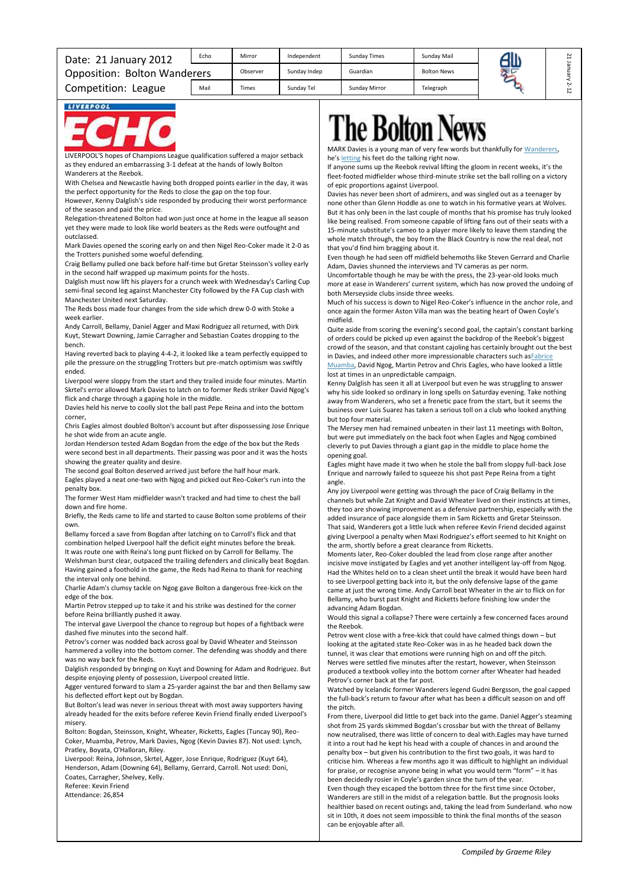| Date: 21 January 2012 | Echo | Mirror | Independent | Sunday Times | Sunday Mail |
|---|---|---|---|---|---|
| Opposition: Bolton Wanderers | | Observer | Sunday Indep | Guardian | Bolton News |
| Competition: League | Mail | Times | Sunday Tel | Sunday Mirror | Telegraph |

## Liverpool Echo

LIVERPOOL'S hopes of Champions League qualification suffered a major setback as they endured an embarrassing 3-1 defeat at the hands of lowly Bolton Wanderers at the Reebok.

With Chelsea and Newcastle having both dropped points earlier in the day, it was the perfect opportunity for the Reds to close the gap on the top four.

However, Kenny Dalglish's side responded by producing their worst performance of the season and paid the price.

Relegation-threatened Bolton had won just once at home in the league all season yet they were made to look like world beaters as the Reds were outfought and outclassed.

Mark Davies opened the scoring early on and then Nigel Reo-Coker made it 2-0 as the Trotters punished some woeful defending.

Craig Bellamy pulled one back before half-time but Gretar Steinsson's volley early in the second half wrapped up maximum points for the hosts.

Dalglish must now lift his players for a crunch week with Wednesday's Carling Cup semi-final second leg against Manchester City followed by the FA Cup clash with Manchester United next Saturday.

The Reds boss made four changes from the side which drew 0-0 with Stoke a week earlier.

Andy Carroll, Bellamy, Daniel Agger and Maxi Rodriguez all returned, with Dirk Kuyt, Stewart Downing, Jamie Carragher and Sebastian Coates dropping to the bench.

Having reverted back to playing 4-4-2, it looked like a team perfectly equipped to pile the pressure on the struggling Trotters but pre-match optimism was swiftly ended.

Liverpool were sloppy from the start and they trailed inside four minutes. Martin Skrtel's error allowed Mark Davies to latch on to former Reds striker David Ngog's flick and charge through a gaping hole in the middle.

Davies held his nerve to coolly slot the ball past Pepe Reina and into the bottom corner,

Chris Eagles almost doubled Bolton's account but after dispossessing Jose Enrique he shot wide from an acute angle.

Jordan Henderson tested Adam Bogdan from the edge of the box but the Reds were second best in all departments. Their passing was poor and it was the hosts showing the greater quality and desire.

The second goal Bolton deserved arrived just before the half hour mark.

Eagles played a neat one-two with Ngog and picked out Reo-Coker's run into the penalty box.

The former West Ham midfielder wasn't tracked and had time to chest the ball down and fire home.

Briefly, the Reds came to life and started to cause Bolton some problems of their own.

Bellamy forced a save from Bogdan after latching on to Carroll's flick and that combination helped Liverpool half the deficit eight minutes before the break.

It was route one with Reina's long punt flicked on by Carroll for Bellamy. The Welshman burst clear, outpaced the trailing defenders and clinically beat Bogdan.

Having gained a foothold in the game, the Reds had Reina to thank for reaching the interval only one behind.

Charlie Adam's clumsy tackle on Ngog gave Bolton a dangerous free-kick on the edge of the box.

Martin Petrov stepped up to take it and his strike was destined for the corner before Reina brilliantly pushed it away.

The interval gave Liverpool the chance to regroup but hopes of a fightback were dashed five minutes into the second half.

Petrov's corner was nodded back across goal by David Wheater and Steinsson hammered a volley into the bottom corner. The defending was shoddy and there was no way back for the Reds.

Dalglish responded by bringing on Kuyt and Downing for Adam and Rodriguez. But despite enjoying plenty of possession, Liverpool created little.

Agger ventured forward to slam a 25-yarder against the bar and then Bellamy saw his deflected effort kept out by Bogdan.

But Bolton's lead was never in serious threat with most away supporters having already headed for the exits before referee Kevin Friend finally ended Liverpool's misery.

Bolton: Bogdan, Steinsson, Knight, Wheater, Ricketts, Eagles (Tuncay 90), Reo-Coker, Muamba, Petrov, Mark Davies, Ngog (Kevin Davies 87). Not used: Lynch, Pratley, Boyata, O'Halloran, Riley.

Liverpool: Reina, Johnson, Skrtel, Agger, Jose Enrique, Rodriguez (Kuyt 64), Henderson, Adam (Downing 64), Bellamy, Gerrard, Carroll. Not used: Doni, Coates, Carragher, Shelvey, Kelly.

Referee: Kevin Friend

Attendance: 26,854

## The Bolton News

MARK Davies is a young man of very few words but thankfully for Wanderers, he's letting his feet do the talking right now.

If anyone sums up the Reebok revival lifting the gloom in recent weeks, it's the fleet-footed midfielder whose third-minute strike set the ball rolling on a victory of epic proportions against Liverpool.

Davies has never been short of admirers, and was singled out as a teenager by none other than Glenn Hoddle as one to watch in his formative years at Wolves. But it has only been in the last couple of months that his promise has truly looked like being realised. From someone capable of lifting fans out of their seats with a 15-minute substitute's cameo to a player more likely to leave them standing the whole match through, the boy from the Black Country is now the real deal, not that you'd find him bragging about it.

Even though he had seen off midfield behemoths like Steven Gerrard and Charlie Adam, Davies shunned the interviews and TV cameras as per norm.

Uncomfortable though he may be with the press, the 23-year-old looks much more at ease in Wanderers' current system, which has now proved the undoing of both Merseyside clubs inside three weeks.

Much of his success is down to Nigel Reo-Coker's influence in the anchor role, and once again the former Aston Villa man was the beating heart of Owen Coyle's midfield.

Quite aside from scoring the evening's second goal, the captain's constant barking of orders could be picked up even against the backdrop of the Reebok's biggest crowd of the season, and that constant cajoling has certainly brought out the best in Davies, and indeed other more impressionable characters such asFabrice Muamba, David Ngog, Martin Petrov and Chris Eagles, who have looked a little lost at times in an unpredictable campaign.

Kenny Dalglish has seen it all at Liverpool but even he was struggling to answer why his side looked so ordinary in long spells on Saturday evening. Take nothing away from Wanderers, who set a frenetic pace from the start, but it seems the business over Luis Suarez has taken a serious toll on a club who looked anything but top four material.

The Mersey men had remained unbeaten in their last 11 meetings with Bolton, but were put immediately on the back foot when Eagles and Ngog combined cleverly to put Davies through a giant gap in the middle to place home the opening goal.

Eagles might have made it two when he stole the ball from sloppy full-back Jose Enrique and narrowly failed to squeeze his shot past Pepe Reina from a tight angle.

Any joy Liverpool were getting was through the pace of Craig Bellamy in the channels but while Zat Knight and David Wheater lived on their instincts at times, they too are showing improvement as a defensive partnership, especially with the added insurance of pace alongside them in Sam Ricketts and Gretar Steinsson.

That said, Wanderers got a little luck when referee Kevin Friend decided against giving Liverpool a penalty when Maxi Rodriguez's effort seemed to hit Knight on the arm, shortly before a great clearance from Ricketts.

Moments later, Reo-Coker doubled the lead from close range after another incisive move instigated by Eagles and yet another intelligent lay-off from Ngog.

Had the Whites held on to a clean sheet until the break it would have been hard to see Liverpool getting back into it, but the only defensive lapse of the game came at just the wrong time. Andy Carroll beat Wheater in the air to flick on for Bellamy, who burst past Knight and Ricketts before finishing low under the advancing Adam Bogdan.

Would this signal a collapse? There were certainly a few concerned faces around the Reebok.

Petrov went close with a free-kick that could have calmed things down – but looking at the agitated state Reo-Coker was in as he headed back down the tunnel, it was clear that emotions were running high on and off the pitch.

Nerves were settled five minutes after the restart, however, when Steinsson produced a textbook volley into the bottom corner after Wheater had headed Petrov's corner back at the far post.

Watched by Icelandic former Wanderers legend Gudni Bergsson, the goal capped the full-back's return to favour after what has been a difficult season on and off the pitch.

From there, Liverpool did little to get back into the game. Daniel Agger's steaming shot from 25 yards skimmed Bogdan's crossbar but with the threat of Bellamy now neutralised, there was little of concern to deal with.Eagles may have turned it into a rout had he kept his head with a couple of chances in and around the penalty box – but given his contribution to the first two goals, it was hard to criticise him. Whereas a few months ago it was difficult to highlight an individual for praise, or recognise anyone being in what you would term "form" – it has been decidedly rosier in Coyle's garden since the turn of the year.

Even though they escaped the bottom three for the first time since October, Wanderers are still in the midst of a relegation battle. But the prognosis looks healthier based on recent outings and, taking the lead from Sunderland. who now sit in 10th, it does not seem impossible to think the final months of the season can be enjoyable after all.

*Compiled by Graeme Riley*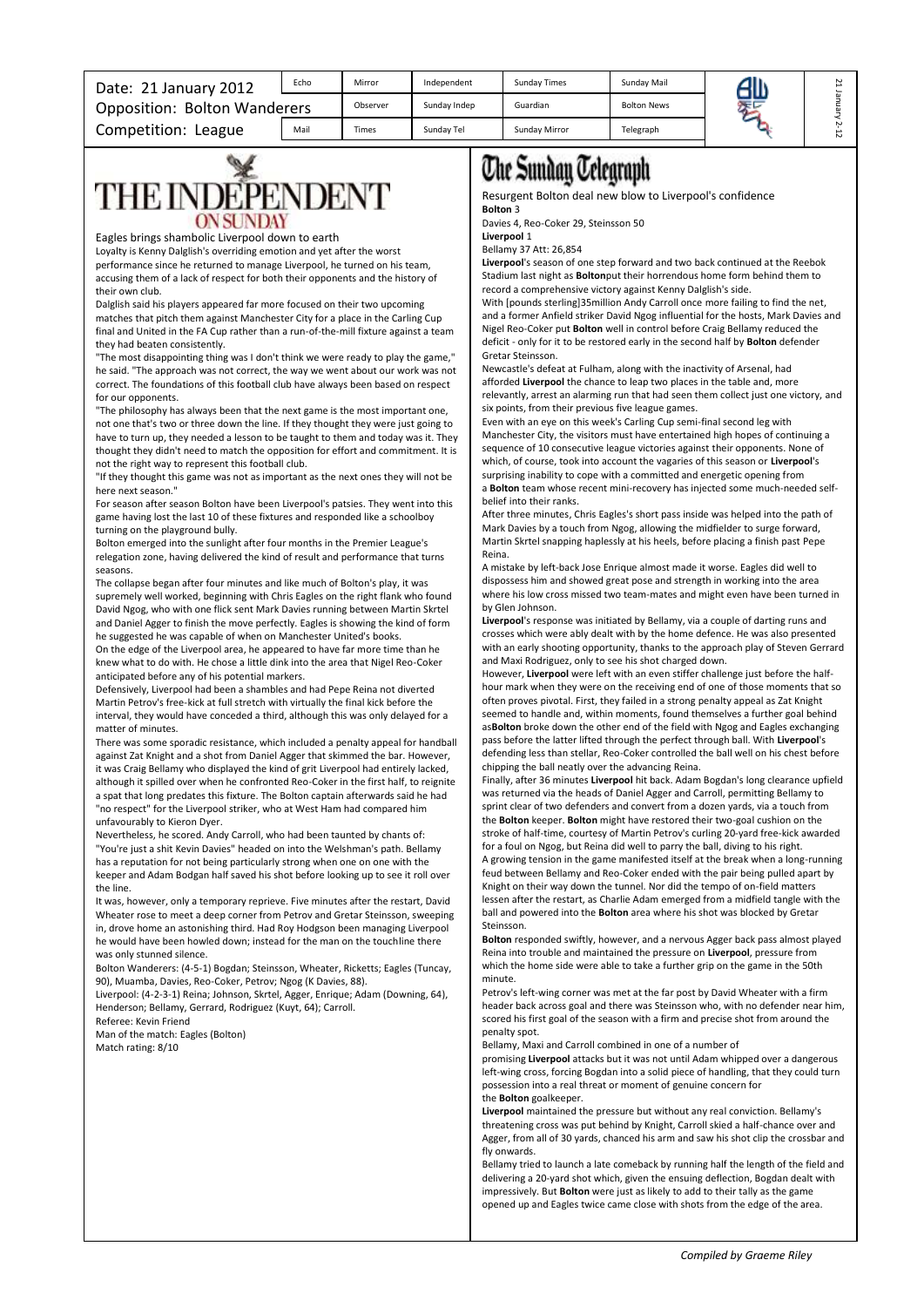Date: 21 January 2012
Opposition: Bolton Wanderers
Competition: League

| Echo | Mirror | Independent | Sunday Times | Sunday Mail |
|---|---|---|---|---|
| Observer | Sunday Indep | Guardian | Bolton News | |
| Mail | Times | Sunday Tel | Sunday Mirror | Telegraph |

# THE INDEPENDENT ON SUNDAY

## Eagles brings shambolic Liverpool down to earth

Loyalty is Kenny Dalglish's overriding emotion and yet after the worst performance since he returned to manage Liverpool, he turned on his team, accusing them of a lack of respect for both their opponents and the history of their own club.

Dalglish said his players appeared far more focused on their two upcoming matches that pitch them against Manchester City for a place in the Carling Cup final and United in the FA Cup rather than a run-of-the-mill fixture against a team they had beaten consistently.

"The most disappointing thing was I don't think we were ready to play the game," he said. "The approach was not correct, the way we went about our work was not correct. The foundations of this football club have always been based on respect for our opponents.

"The philosophy has always been that the next game is the most important one, not one that's two or three down the line. If they thought they were just going to have to turn up, they needed a lesson to be taught to them and today was it. They thought they didn't need to match the opposition for effort and commitment. It is not the right way to represent this football club.

"If they thought this game was not as important as the next ones they will not be here next season."

For season after season Bolton have been Liverpool's patsies. They went into this game having lost the last 10 of these fixtures and responded like a schoolboy turning on the playground bully.

Bolton emerged into the sunlight after four months in the Premier League's relegation zone, having delivered the kind of result and performance that turns seasons.

The collapse began after four minutes and like much of Bolton's play, it was supremely well worked, beginning with Chris Eagles on the right flank who found David Ngog, who with one flick sent Mark Davies running between Martin Skrtel and Daniel Agger to finish the move perfectly. Eagles is showing the kind of form he suggested he was capable of when on Manchester United's books.

On the edge of the Liverpool area, he appeared to have far more time than he knew what to do with. He chose a little dink into the area that Nigel Reo-Coker anticipated before any of his potential markers.

Defensively, Liverpool had been a shambles and had Pepe Reina not diverted Martin Petrov's free-kick at full stretch with virtually the final kick before the interval, they would have conceded a third, although this was only delayed for a matter of minutes.

There was some sporadic resistance, which included a penalty appeal for handball against Zat Knight and a shot from Daniel Agger that skimmed the bar. However, it was Craig Bellamy who displayed the kind of grit Liverpool had entirely lacked, although it spilled over when he confronted Reo-Coker in the first half, to reignite a spat that long predates this fixture. The Bolton captain afterwards said he had "no respect" for the Liverpool striker, who at West Ham had compared him unfavourably to Kieron Dyer.

Nevertheless, he scored. Andy Carroll, who had been taunted by chants of: "You're just a shit Kevin Davies" headed on into the Welshman's path. Bellamy has a reputation for not being particularly strong when one on one with the keeper and Adam Bodgan half saved his shot before looking up to see it roll over the line.

It was, however, only a temporary reprieve. Five minutes after the restart, David Wheater rose to meet a deep corner from Petrov and Gretar Steinsson, sweeping in, drove home an astonishing third. Had Roy Hodgson been managing Liverpool he would have been howled down; instead for the man on the touchline there was only stunned silence.

Bolton Wanderers: (4-5-1) Bogdan; Steinsson, Wheater, Ricketts; Eagles (Tuncay, 90), Muamba, Davies, Reo-Coker, Petrov; Ngog (K Davies, 88).

Liverpool: (4-2-3-1) Reina; Johnson, Skrtel, Agger, Enrique; Adam (Downing, 64), Henderson; Bellamy, Gerrard, Rodriguez (Kuyt, 64); Carroll.

Referee: Kevin Friend

Man of the match: Eagles (Bolton)

Match rating: 8/10

# The Sunday Telegraph

## Resurgent Bolton deal new blow to Liverpool's confidence

**Bolton** 3
Davies 4, Reo-Coker 29, Steinsson 50
**Liverpool** 1
Bellamy 37 Att: 26,854

**Liverpool**'s season of one step forward and two back continued at the Reebok Stadium last night as **Bolton**put their horrendous home form behind them to record a comprehensive victory against Kenny Dalglish's side.

With [pounds sterling]35million Andy Carroll once more failing to find the net, and a former Anfield striker David Ngog influential for the hosts, Mark Davies and Nigel Reo-Coker put **Bolton** well in control before Craig Bellamy reduced the deficit - only for it to be restored early in the second half by **Bolton** defender Gretar Steinsson.

Newcastle's defeat at Fulham, along with the inactivity of Arsenal, had afforded **Liverpool** the chance to leap two places in the table and, more relevantly, arrest an alarming run that had seen them collect just one victory, and six points, from their previous five league games.

Even with an eye on this week's Carling Cup semi-final second leg with Manchester City, the visitors must have entertained high hopes of continuing a sequence of 10 consecutive league victories against their opponents. None of which, of course, took into account the vagaries of this season or **Liverpool**'s surprising inability to cope with a committed and energetic opening from a **Bolton** team whose recent mini-recovery has injected some much-needed self-belief into their ranks.

After three minutes, Chris Eagles's short pass inside was helped into the path of Mark Davies by a touch from Ngog, allowing the midfielder to surge forward, Martin Skrtel snapping haplessly at his heels, before placing a finish past Pepe Reina.

A mistake by left-back Jose Enrique almost made it worse. Eagles did well to dispossess him and showed great pose and strength in working into the area where his low cross missed two team-mates and might even have been turned in by Glen Johnson.

**Liverpool**'s response was initiated by Bellamy, via a couple of darting runs and crosses which were ably dealt with by the home defence. He was also presented with an early shooting opportunity, thanks to the approach play of Steven Gerrard and Maxi Rodriguez, only to see his shot charged down.

However, **Liverpool** were left with an even stiffer challenge just before the half-hour mark when they were on the receiving end of one of those moments that so often proves pivotal. First, they failed in a strong penalty appeal as Zat Knight seemed to handle and, within moments, found themselves a further goal behind as**Bolton** broke down the other end of the field with Ngog and Eagles exchanging pass before the latter lifted through the perfect through ball. With **Liverpool**'s defending less than stellar, Reo-Coker controlled the ball well on his chest before chipping the ball neatly over the advancing Reina.

Finally, after 36 minutes **Liverpool** hit back. Adam Bogdan's long clearance upfield was returned via the heads of Daniel Agger and Carroll, permitting Bellamy to sprint clear of two defenders and convert from a dozen yards, via a touch from the **Bolton** keeper. **Bolton** might have restored their two-goal cushion on the stroke of half-time, courtesy of Martin Petrov's curling 20-yard free-kick awarded for a foul on Ngog, but Reina did well to parry the ball, diving to his right.

A growing tension in the game manifested itself at the break when a long-running feud between Bellamy and Reo-Coker ended with the pair being pulled apart by Knight on their way down the tunnel. Nor did the tempo of on-field matters lessen after the restart, as Charlie Adam emerged from a midfield tangle with the ball and powered into the **Bolton** area where his shot was blocked by Gretar Steinsson.

**Bolton** responded swiftly, however, and a nervous Agger back pass almost played Reina into trouble and maintained the pressure on **Liverpool**, pressure from which the home side were able to take a further grip on the game in the 50th minute.

Petrov's left-wing corner was met at the far post by David Wheater with a firm header back across goal and there was Steinsson who, with no defender near him, scored his first goal of the season with a firm and precise shot from around the penalty spot.

Bellamy, Maxi and Carroll combined in one of a number of promising **Liverpool** attacks but it was not until Adam whipped over a dangerous left-wing cross, forcing Bogdan into a solid piece of handling, that they could turn possession into a real threat or moment of genuine concern for the **Bolton** goalkeeper.

**Liverpool** maintained the pressure but without any real conviction. Bellamy's threatening cross was put behind by Knight, Carroll skied a half-chance over and Agger, from all of 30 yards, chanced his arm and saw his shot clip the crossbar and fly onwards.

Bellamy tried to launch a late comeback by running half the length of the field and delivering a 20-yard shot which, given the ensuing deflection, Bogdan dealt with impressively. But **Bolton** were just as likely to add to their tally as the game opened up and Eagles twice came close with shots from the edge of the area.

*Compiled by Graeme Riley*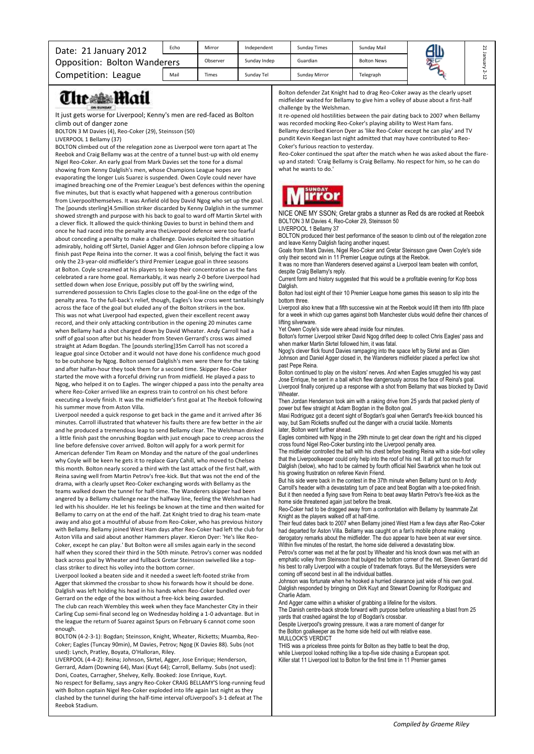| Date: 21 January 2012 | Echo | Mirror | Independent | Sunday Times | Sunday Mail |
|---|---|---|---|---|---|
| Opposition: Bolton Wanderers | | Observer | Sunday Indep | Guardian | Bolton News |
| Competition: League | Mail | Times | Sunday Tel | Sunday Mirror | Telegraph |

21 January 2-12

## The Mail on Sunday

It just gets worse for Liverpool; Kenny's men are red-faced as Bolton climb out of danger zone

BOLTON 3 M Davies (4), Reo-Coker (29), Steinsson (50)

LIVERPOOL 1 Bellamy (37)

BOLTON climbed out of the relegation zone as Liverpool were torn apart at The Reebok and Craig Bellamy was at the centre of a tunnel bust-up with old enemy Nigel Reo-Coker. An early goal from Mark Davies set the tone for a dismal showing from Kenny Dalglish's men, whose Champions League hopes are evaporating the longer Luis Suarez is suspended. Owen Coyle could never have imagined breaching one of the Premier League's best defences within the opening five minutes, but that is exactly what happened with a generous contribution from Liverpoolthemselves. It was Anfield old boy David Ngog who set up the goal. The [pounds sterling]4.5million striker discarded by Kenny Dalglish in the summer showed strength and purpose with his back to goal to ward off Martin Skrtel with a clever flick. It allowed the quick-thinking Davies to burst in behind them and once he had raced into the penalty area theLiverpool defence were too fearful about conceding a penalty to make a challenge. Davies exploited the situation admirably, holding off Skrtel, Daniel Agger and Glen Johnson before clipping a low finish past Pepe Reina into the corner. It was a cool finish, belying the fact it was only the 23-year-old midfielder's third Premier League goal in three seasons at Bolton. Coyle screamed at his players to keep their concentration as the fans celebrated a rare home goal. Remarkably, it was nearly 2-0 before Liverpool had settled down when Jose Enrique, possibly put off by the swirling wind, surrendered possession to Chris Eagles close to the goal-line on the edge of the penalty area. To the full-back's relief, though, Eagles's low cross went tantalisingly across the face of the goal but eluded any of the Bolton strikers in the box. This was not what Liverpool had expected, given their excellent recent away record, and their only attacking contribution in the opening 20 minutes came when Bellamy had a shot charged down by David Wheater. Andy Carroll had a sniff of goal soon after but his header from Steven Gerrard's cross was aimed straight at Adam Bogdan. The [pounds sterling]35m Carroll has not scored a league goal since October and it would not have done his confidence much good to be outshone by Ngog. Bolton sensed Dalglish's men were there for the taking and after halfan-hour they took them for a second time. Skipper Reo-Coker started the move with a forceful driving run from midfield. He played a pass to Ngog, who helped it on to Eagles. The winger chipped a pass into the penalty area where Reo-Coker arrived like an express train to control on his chest before executing a lovely finish. It was the midfielder's first goal at The Reebok following his summer move from Aston Villa.

Liverpool needed a quick response to get back in the game and it arrived after 36 minutes. Carroll illustrated that whatever his faults there are few better in the air and he produced a tremendous leap to send Bellamy clear. The Welshman dinked a little finish past the onrushing Bogdan with just enough pace to creep across the line before defensive cover arrived. Bolton will apply for a work permit for American defender Tim Ream on Monday and the nature of the goal underlines why Coyle will be keen he gets it to replace Gary Cahill, who moved to Chelsea this month. Bolton nearly scored a third with the last attack of the first half, with Reina saving well from Martin Petrov's free-kick. But that was not the end of the drama, with a clearly upset Reo-Coker exchanging words with Bellamy as the teams walked down the tunnel for half-time. The Wanderers skipper had been angered by a Bellamy challenge near the halfway line, feeling the Welshman had led with his shoulder. He let his feelings be known at the time and then waited for Bellamy to carry on at the end of the half. Zat Knight tried to drag his team-mate away and also got a mouthful of abuse from Reo-Coker, who has previous history with Bellamy. Bellamy joined West Ham days after Reo-Coker had left the club for Aston Villa and said about another Hammers player. Kieron Dyer: 'He's like Reo-Coker, except he can play.' But Bolton were all smiles again early in the second half when they scored their third in the 50th minute. Petrov's corner was nodded back across goal by Wheater and fullback Gretar Steinsson swivelled like a top-class striker to direct his volley into the bottom corner.

Liverpool looked a beaten side and it needed a sweet left-footed strike from Agger that skimmed the crossbar to show his forwards how it should be done. Dalglish was left holding his head in his hands when Reo-Coker bundled over Gerrard on the edge of the box without a free-kick being awarded.

The club can reach Wembley this week when they face Manchester City in their Carling Cup semi-final second leg on Wednesday holding a 1-0 advantage. But in the league the return of Suarez against Spurs on February 6 cannot come soon enough.

BOLTON (4-2-3-1): Bogdan; Steinsson, Knight, Wheater, Ricketts; Muamba, Reo-Coker; Eagles (Tuncay 90min), M Davies, Petrov; Ngog (K Davies 88). Subs (not used): Lynch, Pratley, Boyata, O'Halloran, Riley.

LIVERPOOL (4-4-2): Reina; Johnson, Skrtel, Agger, Jose Enrique; Henderson, Gerrard, Adam (Downing 64), Maxi (Kuyt 64); Carroll, Bellamy. Subs (not used): Doni, Coates, Carragher, Shelvey, Kelly. Booked: Jose Enrique, Kuyt.

No respect for Bellamy, says angry Reo-Coker CRAIG BELLAMY'S long-running feud with Bolton captain Nigel Reo-Coker exploded into life again last night as they clashed by the tunnel during the half-time interval ofLiverpool's 3-1 defeat at The Reebok Stadium.

Bolton defender Zat Knight had to drag Reo-Coker away as the clearly upset midfielder waited for Bellamy to give him a volley of abuse about a first-half challenge by the Welshman.

It re-opened old hostilities between the pair dating back to 2007 when Bellamy was recorded mocking Reo-Coker's playing ability to West Ham fans.

Bellamy described Kieron Dyer as 'like Reo-Coker except he can play' and TV pundit Kevin Keegan last night admitted that may have contributed to Reo-Coker's furious reaction to yesterday.

Reo-Coker continued the spat after the match when he was asked about the flare-up and stated: 'Craig Bellamy is Craig Bellamy. No respect for him, so he can do what he wants to do.'

## Sunday Mirror

NICE ONE MY SSON; Gretar grabs a stunner as Red ds are rocked at Reebok

BOLTON 3 M Davies 4, Reo-Coker 29, Steinsson 50

LIVERPOOL 1 Bellamy 37

BOLTON produced their best performance of the season to climb out of the relegation zone and leave Kenny Dalglish facing another inquest.

Goals from Mark Davies, Nigel Reo-Coker and Gretar Steinsson gave Owen Coyle's side only their second win in 11 Premier League outings at the Reebok.

It was no more than Wanderers deserved against a Liverpool team beaten with comfort, despite Craig Bellamy's reply.

Current form and history suggested that this would be a profitable evening for Kop boss Dalglish.

Bolton had lost eight of their 10 Premier League home games this season to slip into the bottom three.

Liverpool also knew that a fifth successive win at the Reebok would lift them into fifth place for a week in which cup games against both Manchester clubs would define their chances of lifting silverware.

Yet Owen Coyle's side were ahead inside four minutes.

Bolton's former Liverpool striker David Ngog drifted deep to collect Chris Eagles' pass and when marker Martin Skrtel followed him, it was fatal.

Ngog's clever flick found Davies rampaging into the space left by Skrtel and as Glen Johnson and Daniel Agger closed in, the Wanderers midfielder placed a perfect low shot past Pepe Reina.

Bolton continued to play on the visitors' nerves. And when Eagles smuggled his way past Jose Enrique, he sent in a ball which flew dangerously across the face of Reina's goal.

Liverpool finally conjured up a response with a shot from Bellamy that was blocked by David Wheater.

Then Jordan Henderson took aim with a raking drive from 25 yards that packed plenty of power but flew straight at Adam Bogdan in the Bolton goal.

Maxi Rodriguez got a decent sight of Bogdan's goal when Gerrard's free-kick bounced his way, but Sam Ricketts snuffed out the danger with a crucial tackle. Moments later, Bolton went further ahead.

Eagles combined with Ngog in the 29th minute to get clear down the right and his clipped cross found Nigel Reo-Coker bursting into the Liverpool penalty area.

The midfielder controlled the ball with his chest before beating Reina with a side-foot volley that the Liverpoolkeeper could only help into the roof of his net. It all got too much for Dalglish (below), who had to be calmed by fourth official Neil Swarbrick when he took out his growing frustration on referee Kevin Friend.

But his side were back in the contest in the 37th minute when Bellamy burst on to Andy Carroll's header with a devastating turn of pace and beat Bogdan with a toe-poked finish. But it then needed a flying save from Reina to beat away Martin Petrov's free-kick as the home side threatened again just before the break.

Reo-Coker had to be dragged away from a confrontation with Bellamy by teammate Zat Knight as the players walked off at half-time.

Their feud dates back to 2007 when Bellamy joined West Ham a few days after Reo-Coker had departed for Aston Villa. Bellamy was caught on a fan's mobile phone making derogatory remarks about the midfielder. The duo appear to have been at war ever since. Within five minutes of the restart, the home side delivered a devastating blow.

Petrov's corner was met at the far post by Wheater and his knock down was met with an emphatic volley from Steinsson that bulged the bottom corner of the net. Steven Gerrard did his best to rally Liverpool with a couple of trademark forays. But the Merseysiders were coming off second best in all the individual battles.

Johnson was fortunate when he hooked a hurried clearance just wide of his own goal. Dalglish responded by bringing on Dirk Kuyt and Stewart Downing for Rodriguez and Charlie Adam.

And Agger came within a whisker of grabbing a lifeline for the visitors.

The Danish centre-back strode forward with purpose before unleashing a blast from 25 yards that crashed against the top of Bogdan's crossbar.

Despite Liverpool's growing pressure, it was a rare moment of danger for the Bolton goalkeeper as the home side held out with relative ease.

MULLOCK'S VERDICT

THIS was a priceless three points for Bolton as they battle to beat the drop, while Liverpool looked nothing like a top-five side chasing a European spot.

Killer stat 11 Liverpool lost to Bolton for the first time in 11 Premier games

*Compiled by Graeme Riley*